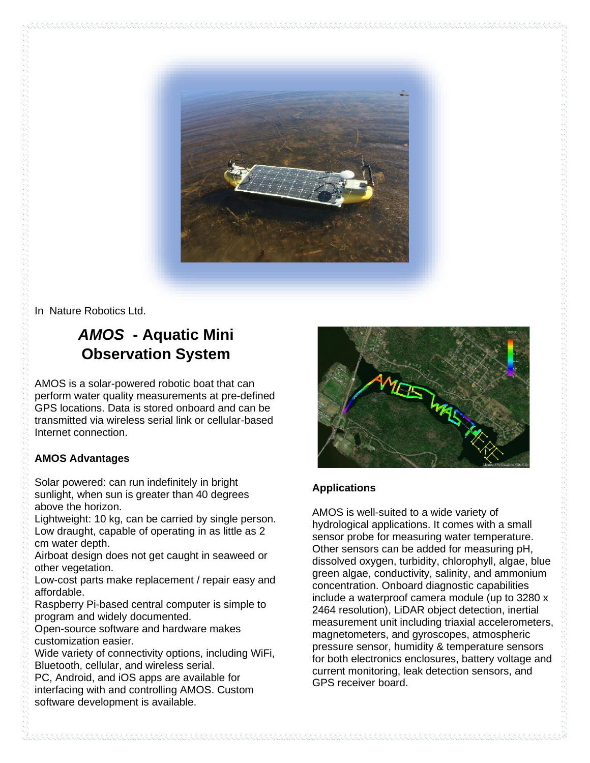In Nature Robotics Ltd.

# *AMOS* - Aquatic Mini Observation System

AMOS is a solar-powered robotic boat that can perform water quality measurements at pre-defined GPS locations. Data is stored onboard and can be transmitted via wireless serial link or cellular-based Internet connection.

### AMOS Advantages

Solar powered: can run indefinitely in bright sunlight, when sun is greater than 40 degrees above the horizon.
Lightweight: 10 kg, can be carried by single person.
Low draught, capable of operating in as little as 2 cm water depth.
Airboat design does not get caught in seaweed or other vegetation.
Low-cost parts make replacement / repair easy and affordable.
Raspberry Pi-based central computer is simple to program and widely documented.
Open-source software and hardware makes customization easier.
Wide variety of connectivity options, including WiFi, Bluetooth, cellular, and wireless serial.
PC, Android, and iOS apps are available for interfacing with and controlling AMOS. Custom software development is available.

### Applications

AMOS is well-suited to a wide variety of hydrological applications. It comes with a small sensor probe for measuring water temperature. Other sensors can be added for measuring pH, dissolved oxygen, turbidity, chlorophyll, algae, blue green algae, conductivity, salinity, and ammonium concentration. Onboard diagnostic capabilities include a waterproof camera module (up to 3280 x 2464 resolution), LiDAR object detection, inertial measurement unit including triaxial accelerometers, magnetometers, and gyroscopes, atmospheric pressure sensor, humidity & temperature sensors for both electronics enclosures, battery voltage and current monitoring, leak detection sensors, and GPS receiver board.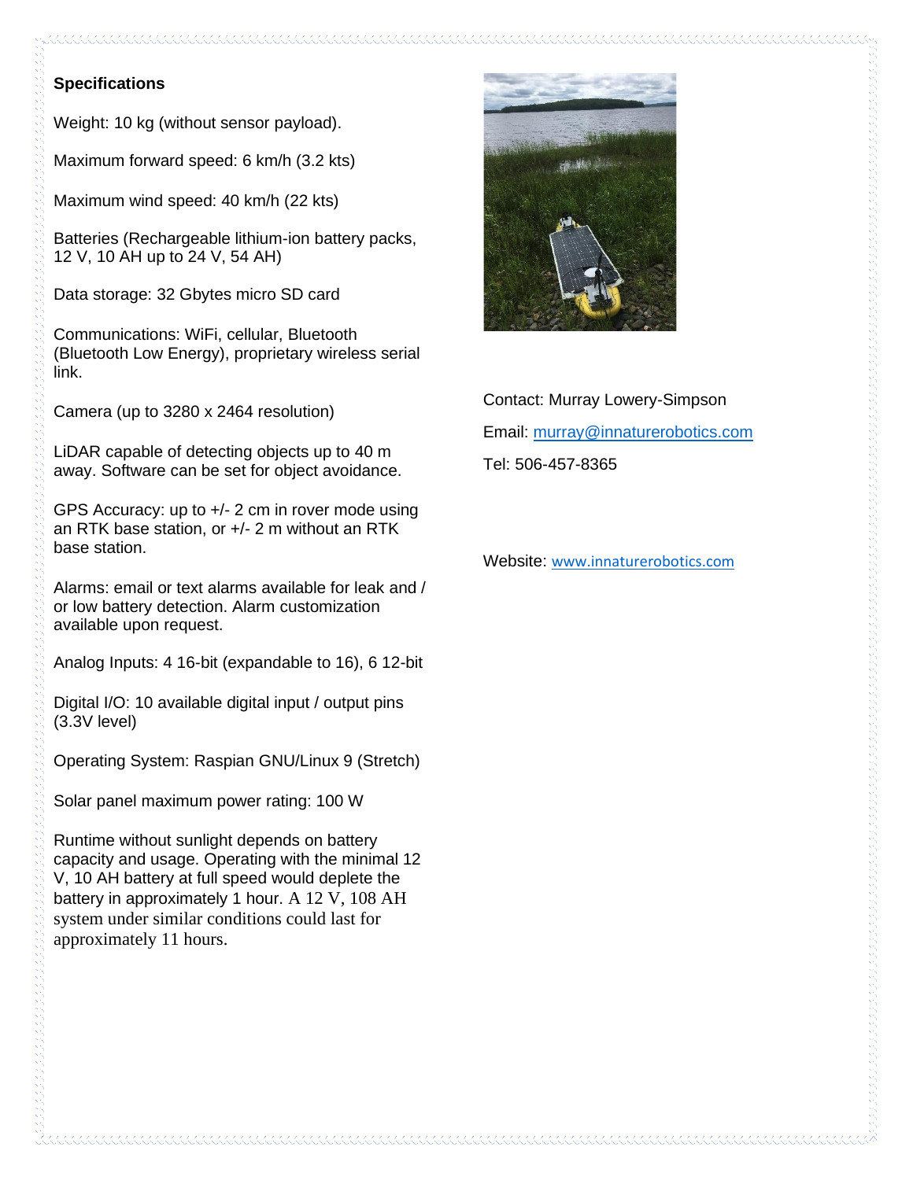### Specifications

Weight: 10 kg (without sensor payload).

Maximum forward speed: 6 km/h (3.2 kts)

Maximum wind speed: 40 km/h (22 kts)

Batteries (Rechargeable lithium-ion battery packs, 12 V, 10 AH up to 24 V, 54 AH)

Data storage: 32 Gbytes micro SD card

Communications: WiFi, cellular, Bluetooth (Bluetooth Low Energy), proprietary wireless serial link.

Camera (up to 3280 x 2464 resolution)

LiDAR capable of detecting objects up to 40 m away. Software can be set for object avoidance.

GPS Accuracy: up to +/- 2 cm in rover mode using an RTK base station, or +/- 2 m without an RTK base station.

Alarms: email or text alarms available for leak and / or low battery detection. Alarm customization available upon request.

Analog Inputs: 4 16-bit (expandable to 16), 6 12-bit

Digital I/O: 10 available digital input / output pins (3.3V level)

Operating System: Raspian GNU/Linux 9 (Stretch)

Solar panel maximum power rating: 100 W

Runtime without sunlight depends on battery capacity and usage. Operating with the minimal 12 V, 10 AH battery at full speed would deplete the battery in approximately 1 hour. A 12 V, 108 AH system under similar conditions could last for approximately 11 hours.

Contact: Murray Lowery-Simpson

Email: murray@innaturerobotics.com

Tel: 506-457-8365

Website: www.innaturerobotics.com